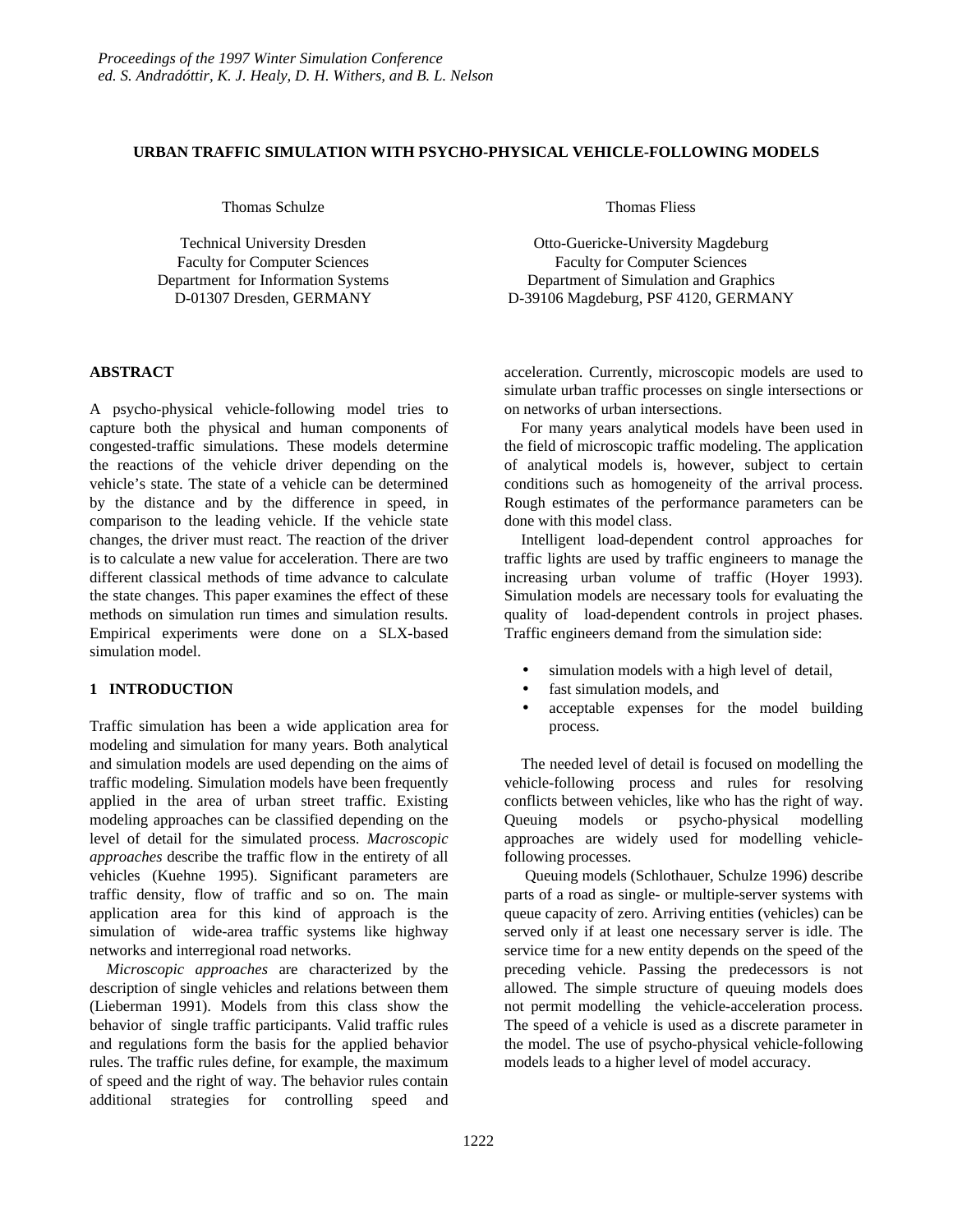*Proceedings of the 1997 Winter Simulation Conference*
*ed. S. Andradóttir, K. J. Healy, D. H. Withers, and B. L. Nelson*

# URBAN TRAFFIC SIMULATION WITH PSYCHO-PHYSICAL VEHICLE-FOLLOWING MODELS

Thomas Schulze

Technical University Dresden
Faculty for Computer Sciences
Department for Information Systems
D-01307 Dresden, GERMANY

Thomas Fliess

Otto-Guericke-University Magdeburg
Faculty for Computer Sciences
Department of Simulation and Graphics
D-39106 Magdeburg, PSF 4120, GERMANY

## ABSTRACT

A psycho-physical vehicle-following model tries to capture both the physical and human components of congested-traffic simulations. These models determine the reactions of the vehicle driver depending on the vehicle's state. The state of a vehicle can be determined by the distance and by the difference in speed, in comparison to the leading vehicle. If the vehicle state changes, the driver must react. The reaction of the driver is to calculate a new value for acceleration. There are two different classical methods of time advance to calculate the state changes. This paper examines the effect of these methods on simulation run times and simulation results. Empirical experiments were done on a SLX-based simulation model.

## 1 INTRODUCTION

Traffic simulation has been a wide application area for modeling and simulation for many years. Both analytical and simulation models are used depending on the aims of traffic modeling. Simulation models have been frequently applied in the area of urban street traffic. Existing modeling approaches can be classified depending on the level of detail for the simulated process. *Macroscopic approaches* describe the traffic flow in the entirety of all vehicles (Kuehne 1995). Significant parameters are traffic density, flow of traffic and so on. The main application area for this kind of approach is the simulation of wide-area traffic systems like highway networks and interregional road networks.

*Microscopic approaches* are characterized by the description of single vehicles and relations between them (Lieberman 1991). Models from this class show the behavior of single traffic participants. Valid traffic rules and regulations form the basis for the applied behavior rules. The traffic rules define, for example, the maximum of speed and the right of way. The behavior rules contain additional strategies for controlling speed and acceleration. Currently, microscopic models are used to simulate urban traffic processes on single intersections or on networks of urban intersections.

For many years analytical models have been used in the field of microscopic traffic modeling. The application of analytical models is, however, subject to certain conditions such as homogeneity of the arrival process. Rough estimates of the performance parameters can be done with this model class.

Intelligent load-dependent control approaches for traffic lights are used by traffic engineers to manage the increasing urban volume of traffic (Hoyer 1993). Simulation models are necessary tools for evaluating the quality of load-dependent controls in project phases. Traffic engineers demand from the simulation side:

- simulation models with a high level of detail,
- fast simulation models, and
- acceptable expenses for the model building process.

The needed level of detail is focused on modelling the vehicle-following process and rules for resolving conflicts between vehicles, like who has the right of way. Queuing models or psycho-physical modelling approaches are widely used for modelling vehicle-following processes.

Queuing models (Schlothauer, Schulze 1996) describe parts of a road as single- or multiple-server systems with queue capacity of zero. Arriving entities (vehicles) can be served only if at least one necessary server is idle. The service time for a new entity depends on the speed of the preceding vehicle. Passing the predecessors is not allowed. The simple structure of queuing models does not permit modelling the vehicle-acceleration process. The speed of a vehicle is used as a discrete parameter in the model. The use of psycho-physical vehicle-following models leads to a higher level of model accuracy.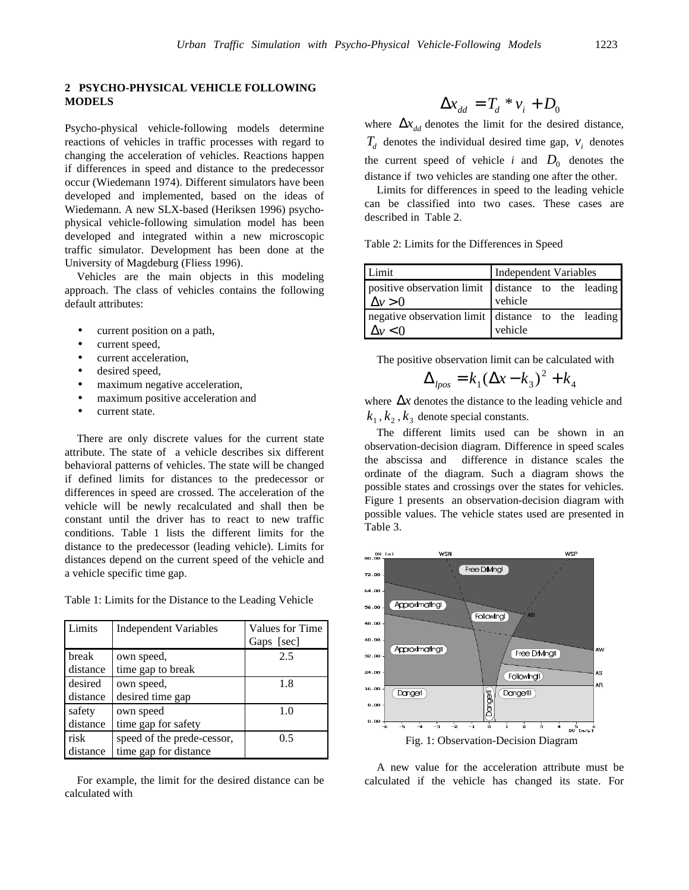## 2 PSYCHO-PHYSICAL VEHICLE FOLLOWING MODELS

Psycho-physical vehicle-following models determine reactions of vehicles in traffic processes with regard to changing the acceleration of vehicles. Reactions happen if differences in speed and distance to the predecessor occur (Wiedemann 1974). Different simulators have been developed and implemented, based on the ideas of Wiedemann. A new SLX-based (Heriksen 1996) psycho-physical vehicle-following simulation model has been developed and integrated within a new microscopic traffic simulator. Development has been done at the University of Magdeburg (Fliess 1996).

Vehicles are the main objects in this modeling approach. The class of vehicles contains the following default attributes:

- current position on a path,
- current speed,
- current acceleration,
- desired speed,
- maximum negative acceleration,
- maximum positive acceleration and
- current state.

There are only discrete values for the current state attribute. The state of a vehicle describes six different behavioral patterns of vehicles. The state will be changed if defined limits for distances to the predecessor or differences in speed are crossed. The acceleration of the vehicle will be newly recalculated and shall then be constant until the driver has to react to new traffic conditions. Table 1 lists the different limits for the distance to the predecessor (leading vehicle). Limits for distances depend on the current speed of the vehicle and a vehicle specific time gap.

Table 1: Limits for the Distance to the Leading Vehicle

| Limits | Independent Variables | Values for Time Gaps [sec] |
|---|---|---|
| break distance | own speed, time gap to break | 2.5 |
| desired distance | own speed, desired time gap | 1.8 |
| safety distance | own speed time gap for safety | 1.0 |
| risk distance | speed of the prede-cessor, time gap for distance | 0.5 |

For example, the limit for the desired distance can be calculated with

$$\Delta x_{dd} = T_d * v_i + D_0$$

where $\Delta x_{dd}$ denotes the limit for the desired distance, $T_d$ denotes the individual desired time gap, $v_i$ denotes the current speed of vehicle *i* and $D_0$ denotes the distance if two vehicles are standing one after the other.

Limits for differences in speed to the leading vehicle can be classified into two cases. These cases are described in Table 2.

Table 2: Limits for the Differences in Speed

| Limit | Independent Variables |
|---|---|
| positive observation limit $\Delta v > 0$ | distance to the leading vehicle |
| negative observation limit $\Delta v < 0$ | distance to the leading vehicle |

The positive observation limit can be calculated with

$$\Delta_{lpos} = k_1(\Delta x - k_3)^2 + k_4$$

where $\Delta x$ denotes the distance to the leading vehicle and $k_1, k_2, k_3$ denote special constants.

The different limits used can be shown in an observation-decision diagram. Difference in speed scales the abscissa and difference in distance scales the ordinate of the diagram. Such a diagram shows the possible states and crossings over the states for vehicles. Figure 1 presents an observation-decision diagram with possible values. The vehicle states used are presented in Table 3.

Fig. 1: Observation-Decision Diagram

A new value for the acceleration attribute must be calculated if the vehicle has changed its state. For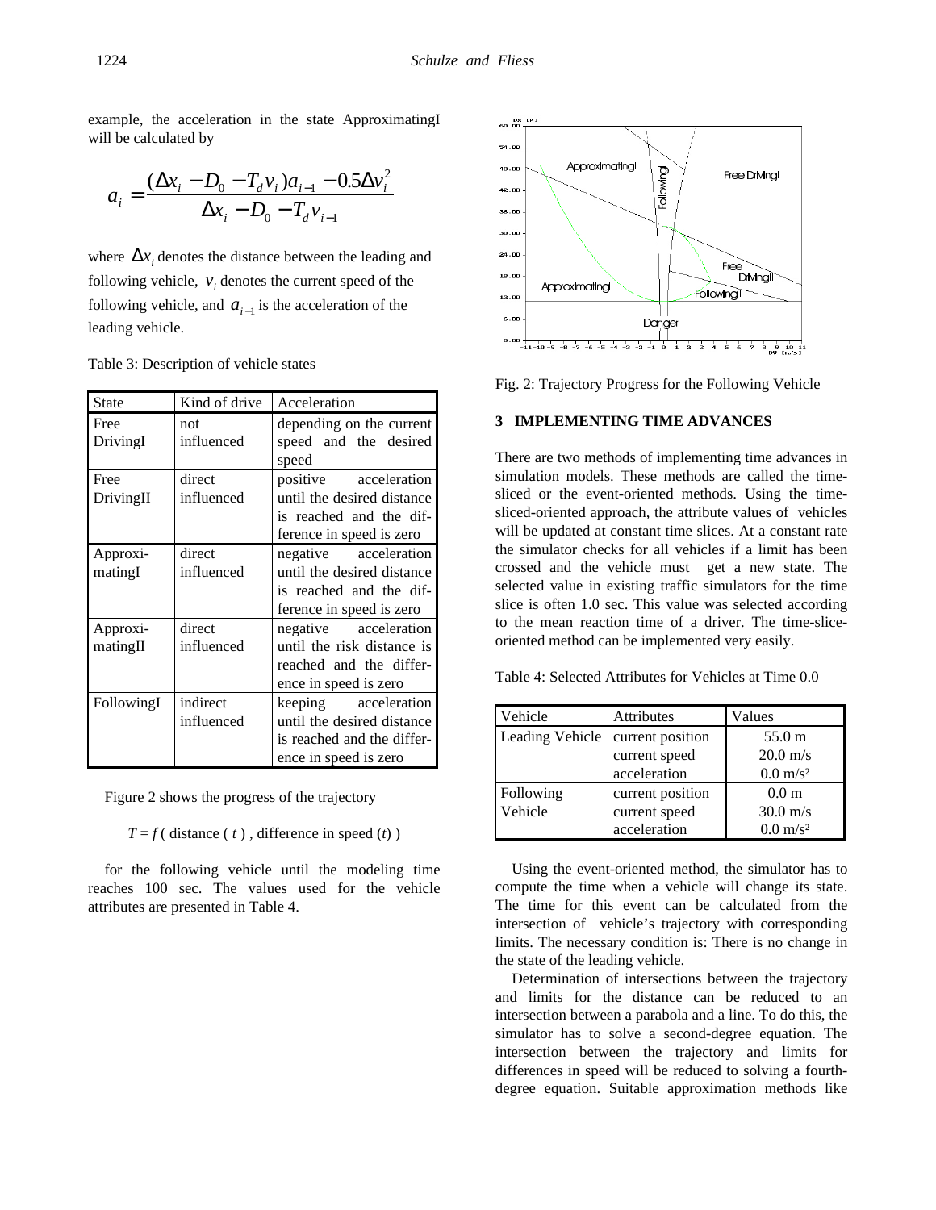example, the acceleration in the state ApproximatingI will be calculated by

$$a_i = \frac{(\Delta x_i - D_0 - T_d v_i)a_{i-1} - 0.5\Delta v_i^2}{\Delta x_i - D_0 - T_d v_{i-1}}$$

where $\Delta x_i$ denotes the distance between the leading and following vehicle, $v_i$ denotes the current speed of the following vehicle, and $a_{i-1}$ is the acceleration of the leading vehicle.

Table 3: Description of vehicle states

| State | Kind of drive | Acceleration |
|---|---|---|
| Free DrivingI | not influenced | depending on the current speed and the desired speed |
| Free DrivingII | direct influenced | positive acceleration until the desired distance is reached and the difference in speed is zero |
| ApproximatingI | direct influenced | negative acceleration until the desired distance is reached and the difference in speed is zero |
| ApproximatingII | direct influenced | negative acceleration until the risk distance is reached and the difference in speed is zero |
| FollowingI | indirect influenced | keeping acceleration until the desired distance is reached and the difference in speed is zero |

Figure 2 shows the progress of the trajectory

$T = f$ ( distance ( $t$ ) , difference in speed ($t$) )

for the following vehicle until the modeling time reaches 100 sec. The values used for the vehicle attributes are presented in Table 4.

Fig. 2: Trajectory Progress for the Following Vehicle

## 3 IMPLEMENTING TIME ADVANCES

There are two methods of implementing time advances in simulation models. These methods are called the time-sliced or the event-oriented methods. Using the time-sliced-oriented approach, the attribute values of vehicles will be updated at constant time slices. At a constant rate the simulator checks for all vehicles if a limit has been crossed and the vehicle must get a new state. The selected value in existing traffic simulators for the time slice is often 1.0 sec. This value was selected according to the mean reaction time of a driver. The time-slice-oriented method can be implemented very easily.

Table 4: Selected Attributes for Vehicles at Time 0.0

| Vehicle | Attributes | Values |
|---|---|---|
| Leading Vehicle | current position | 55.0 m |
| | current speed | 20.0 m/s |
| | acceleration | 0.0 m/s² |
| Following Vehicle | current position | 0.0 m |
| | current speed | 30.0 m/s |
| | acceleration | 0.0 m/s² |

Using the event-oriented method, the simulator has to compute the time when a vehicle will change its state. The time for this event can be calculated from the intersection of vehicle's trajectory with corresponding limits. The necessary condition is: There is no change in the state of the leading vehicle.

Determination of intersections between the trajectory and limits for the distance can be reduced to an intersection between a parabola and a line. To do this, the simulator has to solve a second-degree equation. The intersection between the trajectory and limits for differences in speed will be reduced to solving a fourth-degree equation. Suitable approximation methods like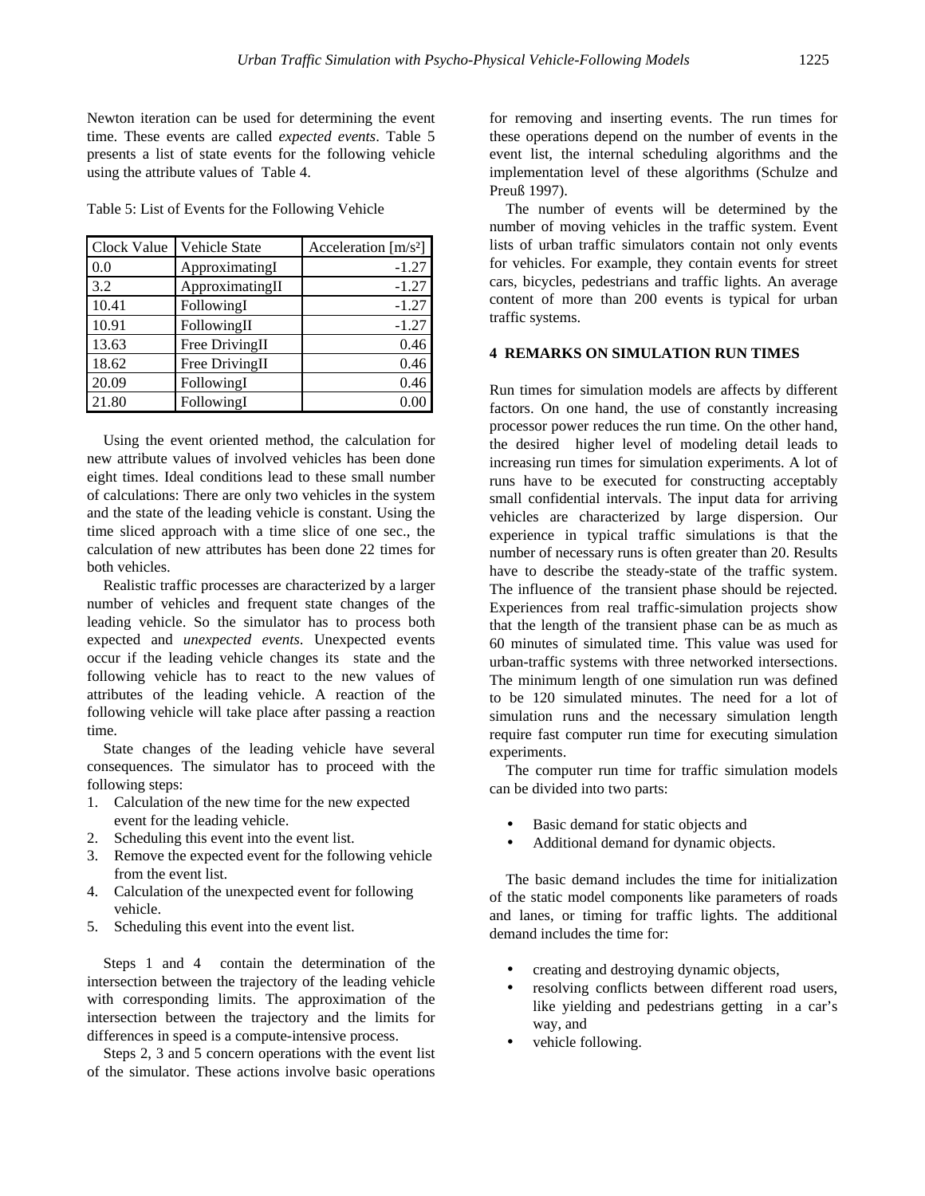Newton iteration can be used for determining the event time. These events are called *expected events*. Table 5 presents a list of state events for the following vehicle using the attribute values of Table 4.

Table 5: List of Events for the Following Vehicle

| Clock Value | Vehicle State | Acceleration [m/s²] |
|---|---|---|
| 0.0 | ApproximatingI | -1.27 |
| 3.2 | ApproximatingII | -1.27 |
| 10.41 | FollowingI | -1.27 |
| 10.91 | FollowingII | -1.27 |
| 13.63 | Free DrivingII | 0.46 |
| 18.62 | Free DrivingII | 0.46 |
| 20.09 | FollowingI | 0.46 |
| 21.80 | FollowingI | 0.00 |

Using the event oriented method, the calculation for new attribute values of involved vehicles has been done eight times. Ideal conditions lead to these small number of calculations: There are only two vehicles in the system and the state of the leading vehicle is constant. Using the time sliced approach with a time slice of one sec., the calculation of new attributes has been done 22 times for both vehicles.

Realistic traffic processes are characterized by a larger number of vehicles and frequent state changes of the leading vehicle. So the simulator has to process both expected and *unexpected events*. Unexpected events occur if the leading vehicle changes its state and the following vehicle has to react to the new values of attributes of the leading vehicle. A reaction of the following vehicle will take place after passing a reaction time.

State changes of the leading vehicle have several consequences. The simulator has to proceed with the following steps:

1. Calculation of the new time for the new expected event for the leading vehicle.
2. Scheduling this event into the event list.
3. Remove the expected event for the following vehicle from the event list.
4. Calculation of the unexpected event for following vehicle.
5. Scheduling this event into the event list.

Steps 1 and 4 contain the determination of the intersection between the trajectory of the leading vehicle with corresponding limits. The approximation of the intersection between the trajectory and the limits for differences in speed is a compute-intensive process.

Steps 2, 3 and 5 concern operations with the event list of the simulator. These actions involve basic operations for removing and inserting events. The run times for these operations depend on the number of events in the event list, the internal scheduling algorithms and the implementation level of these algorithms (Schulze and Preuß 1997).

The number of events will be determined by the number of moving vehicles in the traffic system. Event lists of urban traffic simulators contain not only events for vehicles. For example, they contain events for street cars, bicycles, pedestrians and traffic lights. An average content of more than 200 events is typical for urban traffic systems.

## 4 REMARKS ON SIMULATION RUN TIMES

Run times for simulation models are affects by different factors. On one hand, the use of constantly increasing processor power reduces the run time. On the other hand, the desired higher level of modeling detail leads to increasing run times for simulation experiments. A lot of runs have to be executed for constructing acceptably small confidential intervals. The input data for arriving vehicles are characterized by large dispersion. Our experience in typical traffic simulations is that the number of necessary runs is often greater than 20. Results have to describe the steady-state of the traffic system. The influence of the transient phase should be rejected. Experiences from real traffic-simulation projects show that the length of the transient phase can be as much as 60 minutes of simulated time. This value was used for urban-traffic systems with three networked intersections. The minimum length of one simulation run was defined to be 120 simulated minutes. The need for a lot of simulation runs and the necessary simulation length require fast computer run time for executing simulation experiments.

The computer run time for traffic simulation models can be divided into two parts:

- Basic demand for static objects and
- Additional demand for dynamic objects.

The basic demand includes the time for initialization of the static model components like parameters of roads and lanes, or timing for traffic lights. The additional demand includes the time for:

- creating and destroying dynamic objects,
- resolving conflicts between different road users, like yielding and pedestrians getting in a car's way, and
- vehicle following.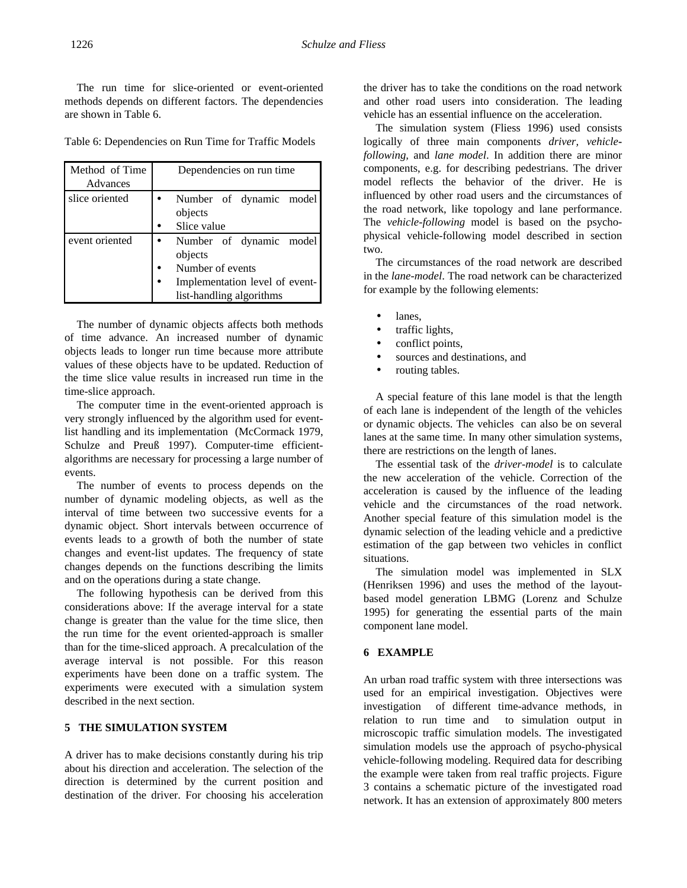The run time for slice-oriented or event-oriented methods depends on different factors. The dependencies are shown in Table 6.

Table 6: Dependencies on Run Time for Traffic Models

| Method of Time Advances | Dependencies on run time |
|---|---|
| slice oriented | • Number of dynamic model objects<br>• Slice value |
| event oriented | • Number of dynamic model objects<br>• Number of events<br>• Implementation level of event-list-handling algorithms |

The number of dynamic objects affects both methods of time advance. An increased number of dynamic objects leads to longer run time because more attribute values of these objects have to be updated. Reduction of the time slice value results in increased run time in the time-slice approach.

The computer time in the event-oriented approach is very strongly influenced by the algorithm used for event-list handling and its implementation (McCormack 1979, Schulze and Preuß 1997). Computer-time efficient-algorithms are necessary for processing a large number of events.

The number of events to process depends on the number of dynamic modeling objects, as well as the interval of time between two successive events for a dynamic object. Short intervals between occurrence of events leads to a growth of both the number of state changes and event-list updates. The frequency of state changes depends on the functions describing the limits and on the operations during a state change.

The following hypothesis can be derived from this considerations above: If the average interval for a state change is greater than the value for the time slice, then the run time for the event oriented-approach is smaller than for the time-sliced approach. A precalculation of the average interval is not possible. For this reason experiments have been done on a traffic system. The experiments were executed with a simulation system described in the next section.

## 5 THE SIMULATION SYSTEM

A driver has to make decisions constantly during his trip about his direction and acceleration. The selection of the direction is determined by the current position and destination of the driver. For choosing his acceleration the driver has to take the conditions on the road network and other road users into consideration. The leading vehicle has an essential influence on the acceleration.

The simulation system (Fliess 1996) used consists logically of three main components *driver*, *vehicle-following*, and *lane model*. In addition there are minor components, e.g. for describing pedestrians. The driver model reflects the behavior of the driver. He is influenced by other road users and the circumstances of the road network, like topology and lane performance. The *vehicle-following* model is based on the psycho-physical vehicle-following model described in section two.

The circumstances of the road network are described in the *lane-model*. The road network can be characterized for example by the following elements:

- lanes,
- traffic lights,
- conflict points,
- sources and destinations, and
- routing tables.

A special feature of this lane model is that the length of each lane is independent of the length of the vehicles or dynamic objects. The vehicles can also be on several lanes at the same time. In many other simulation systems, there are restrictions on the length of lanes.

The essential task of the *driver-model* is to calculate the new acceleration of the vehicle. Correction of the acceleration is caused by the influence of the leading vehicle and the circumstances of the road network. Another special feature of this simulation model is the dynamic selection of the leading vehicle and a predictive estimation of the gap between two vehicles in conflict situations.

The simulation model was implemented in SLX (Henriksen 1996) and uses the method of the layout-based model generation LBMG (Lorenz and Schulze 1995) for generating the essential parts of the main component lane model.

## 6 EXAMPLE

An urban road traffic system with three intersections was used for an empirical investigation. Objectives were investigation of different time-advance methods, in relation to run time and to simulation output in microscopic traffic simulation models. The investigated simulation models use the approach of psycho-physical vehicle-following modeling. Required data for describing the example were taken from real traffic projects. Figure 3 contains a schematic picture of the investigated road network. It has an extension of approximately 800 meters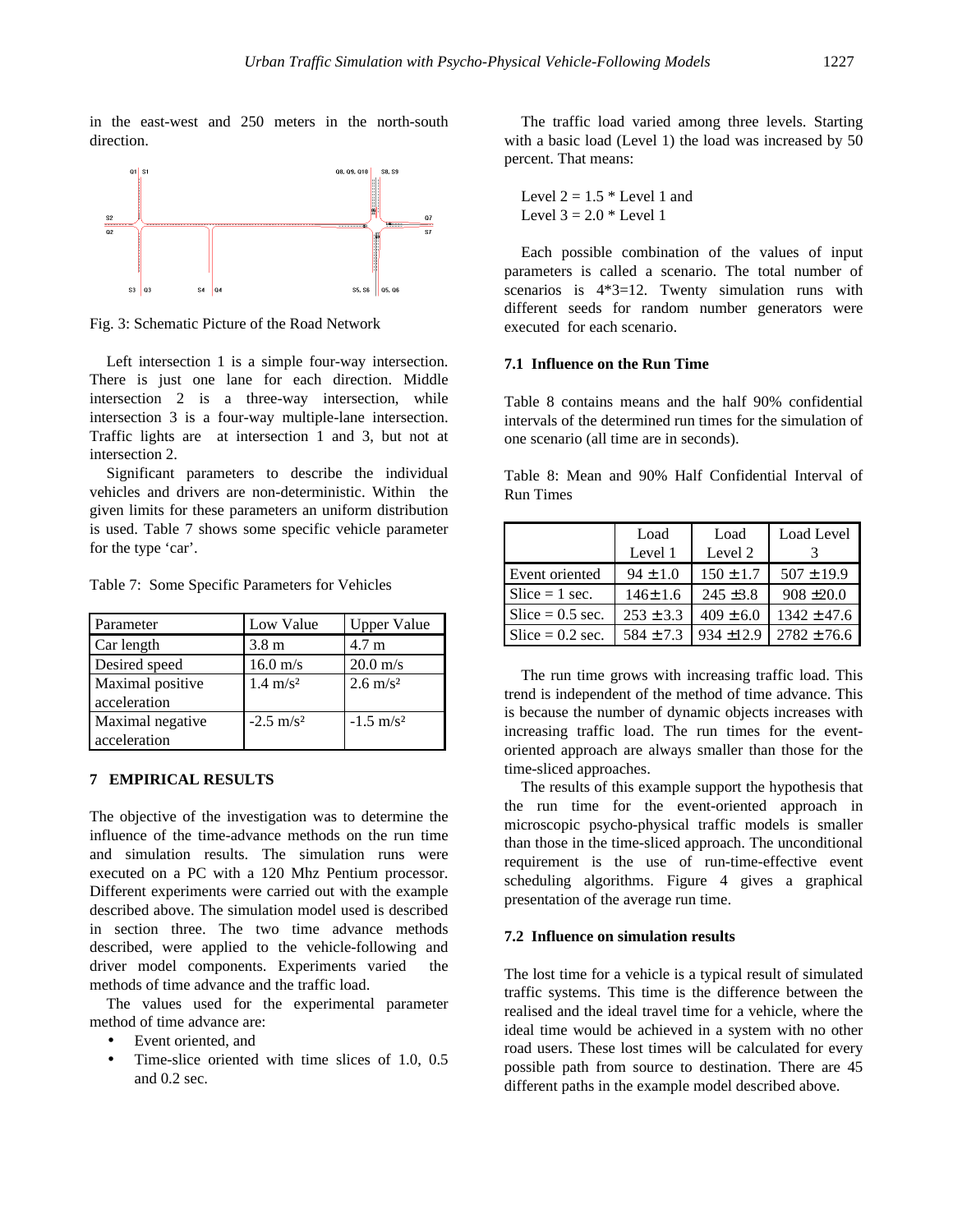in the east-west and 250 meters in the north-south direction.

Fig. 3: Schematic Picture of the Road Network

Left intersection 1 is a simple four-way intersection. There is just one lane for each direction. Middle intersection 2 is a three-way intersection, while intersection 3 is a four-way multiple-lane intersection. Traffic lights are at intersection 1 and 3, but not at intersection 2.

Significant parameters to describe the individual vehicles and drivers are non-deterministic. Within the given limits for these parameters an uniform distribution is used. Table 7 shows some specific vehicle parameter for the type 'car'.

Table 7: Some Specific Parameters for Vehicles

| Parameter | Low Value | Upper Value |
|---|---|---|
| Car length | 3.8 m | 4.7 m |
| Desired speed | 16.0 m/s | 20.0 m/s |
| Maximal positive acceleration | 1.4 m/s² | 2.6 m/s² |
| Maximal negative acceleration | -2.5 m/s² | -1.5 m/s² |

## 7 EMPIRICAL RESULTS

The objective of the investigation was to determine the influence of the time-advance methods on the run time and simulation results. The simulation runs were executed on a PC with a 120 Mhz Pentium processor. Different experiments were carried out with the example described above. The simulation model used is described in section three. The two time advance methods described, were applied to the vehicle-following and driver model components. Experiments varied the methods of time advance and the traffic load.

The values used for the experimental parameter method of time advance are:

- Event oriented, and
- Time-slice oriented with time slices of 1.0, 0.5 and 0.2 sec.

The traffic load varied among three levels. Starting with a basic load (Level 1) the load was increased by 50 percent. That means:

Level 2 = 1.5 * Level 1 and
Level 3 = 2.0 * Level 1

Each possible combination of the values of input parameters is called a scenario. The total number of scenarios is 4*3=12. Twenty simulation runs with different seeds for random number generators were executed for each scenario.

### 7.1 Influence on the Run Time

Table 8 contains means and the half 90% confidential intervals of the determined run times for the simulation of one scenario (all time are in seconds).

Table 8: Mean and 90% Half Confidential Interval of Run Times

| | Load Level 1 | Load Level 2 | Load Level 3 |
|---|---|---|---|
| Event oriented | 94 ± 1.0 | 150 ± 1.7 | 507 ± 19.9 |
| Slice = 1 sec. | 146± 1.6 | 245 ±3.8 | 908 ±20.0 |
| Slice = 0.5 sec. | 253 ± 3.3 | 409 ± 6.0 | 1342 ± 47.6 |
| Slice = 0.2 sec. | 584 ± 7.3 | 934 ±12.9 | 2782 ± 76.6 |

The run time grows with increasing traffic load. This trend is independent of the method of time advance. This is because the number of dynamic objects increases with increasing traffic load. The run times for the event-oriented approach are always smaller than those for the time-sliced approaches.

The results of this example support the hypothesis that the run time for the event-oriented approach in microscopic psycho-physical traffic models is smaller than those in the time-sliced approach. The unconditional requirement is the use of run-time-effective event scheduling algorithms. Figure 4 gives a graphical presentation of the average run time.

### 7.2 Influence on simulation results

The lost time for a vehicle is a typical result of simulated traffic systems. This time is the difference between the realised and the ideal travel time for a vehicle, where the ideal time would be achieved in a system with no other road users. These lost times will be calculated for every possible path from source to destination. There are 45 different paths in the example model described above.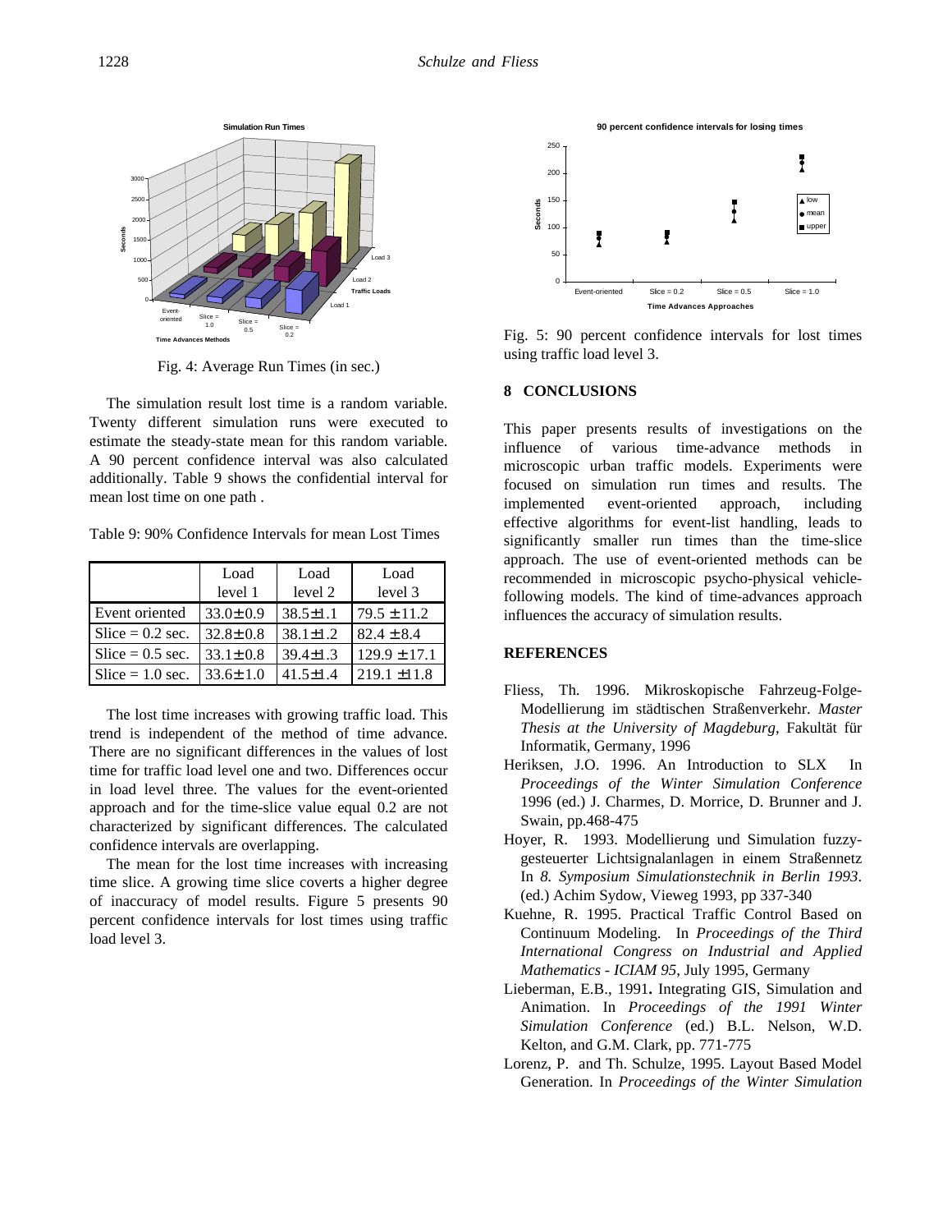Fig. 4: Average Run Times (in sec.)

The simulation result lost time is a random variable. Twenty different simulation runs were executed to estimate the steady-state mean for this random variable. A 90 percent confidence interval was also calculated additionally. Table 9 shows the confidential interval for mean lost time on one path .

Table 9: 90% Confidence Intervals for mean Lost Times

| | Load level 1 | Load level 2 | Load level 3 |
|---|---|---|---|
| Event oriented | 33.0± 0.9 | 38.5±1.1 | 79.5 ± 11.2 |
| Slice = 0.2 sec. | 32.8± 0.8 | 38.1±1.2 | 82.4 ± 8.4 |
| Slice = 0.5 sec. | 33.1± 0.8 | 39.4±1.3 | 129.9 ± 17.1 |
| Slice = 1.0 sec. | 33.6± 1.0 | 41.5±1.4 | 219.1 ± 11.8 |

The lost time increases with growing traffic load. This trend is independent of the method of time advance. There are no significant differences in the values of lost time for traffic load level one and two. Differences occur in load level three. The values for the event-oriented approach and for the time-slice value equal 0.2 are not characterized by significant differences. The calculated confidence intervals are overlapping.

The mean for the lost time increases with increasing time slice. A growing time slice coverts a higher degree of inaccuracy of model results. Figure 5 presents 90 percent confidence intervals for lost times using traffic load level 3.

Fig. 5: 90 percent confidence intervals for lost times using traffic load level 3.

## 8 CONCLUSIONS

This paper presents results of investigations on the influence of various time-advance methods in microscopic urban traffic models. Experiments were focused on simulation run times and results. The implemented event-oriented approach, including effective algorithms for event-list handling, leads to significantly smaller run times than the time-slice approach. The use of event-oriented methods can be recommended in microscopic psycho-physical vehicle-following models. The kind of time-advances approach influences the accuracy of simulation results.

## REFERENCES

Fliess, Th. 1996. Mikroskopische Fahrzeug-Folge-Modellierung im städtischen Straßenverkehr. *Master Thesis at the University of Magdeburg*, Fakultät für Informatik, Germany, 1996

Heriksen, J.O. 1996. An Introduction to SLX In *Proceedings of the Winter Simulation Conference* 1996 (ed.) J. Charmes, D. Morrice, D. Brunner and J. Swain, pp.468-475

Hoyer, R. 1993. Modellierung und Simulation fuzzy-gesteuerter Lichtsignalanlagen in einem Straßennetz In *8. Symposium Simulationstechnik in Berlin 1993*. (ed.) Achim Sydow, Vieweg 1993, pp 337-340

Kuehne, R. 1995. Practical Traffic Control Based on Continuum Modeling. In *Proceedings of the Third International Congress on Industrial and Applied Mathematics - ICIAM 95*, July 1995, Germany

Lieberman, E.B., 1991**.** Integrating GIS, Simulation and Animation. In *Proceedings of the 1991 Winter Simulation Conference* (ed.) B.L. Nelson, W.D. Kelton, and G.M. Clark, pp. 771-775

Lorenz, P. and Th. Schulze, 1995. Layout Based Model Generation. In *Proceedings of the Winter Simulation*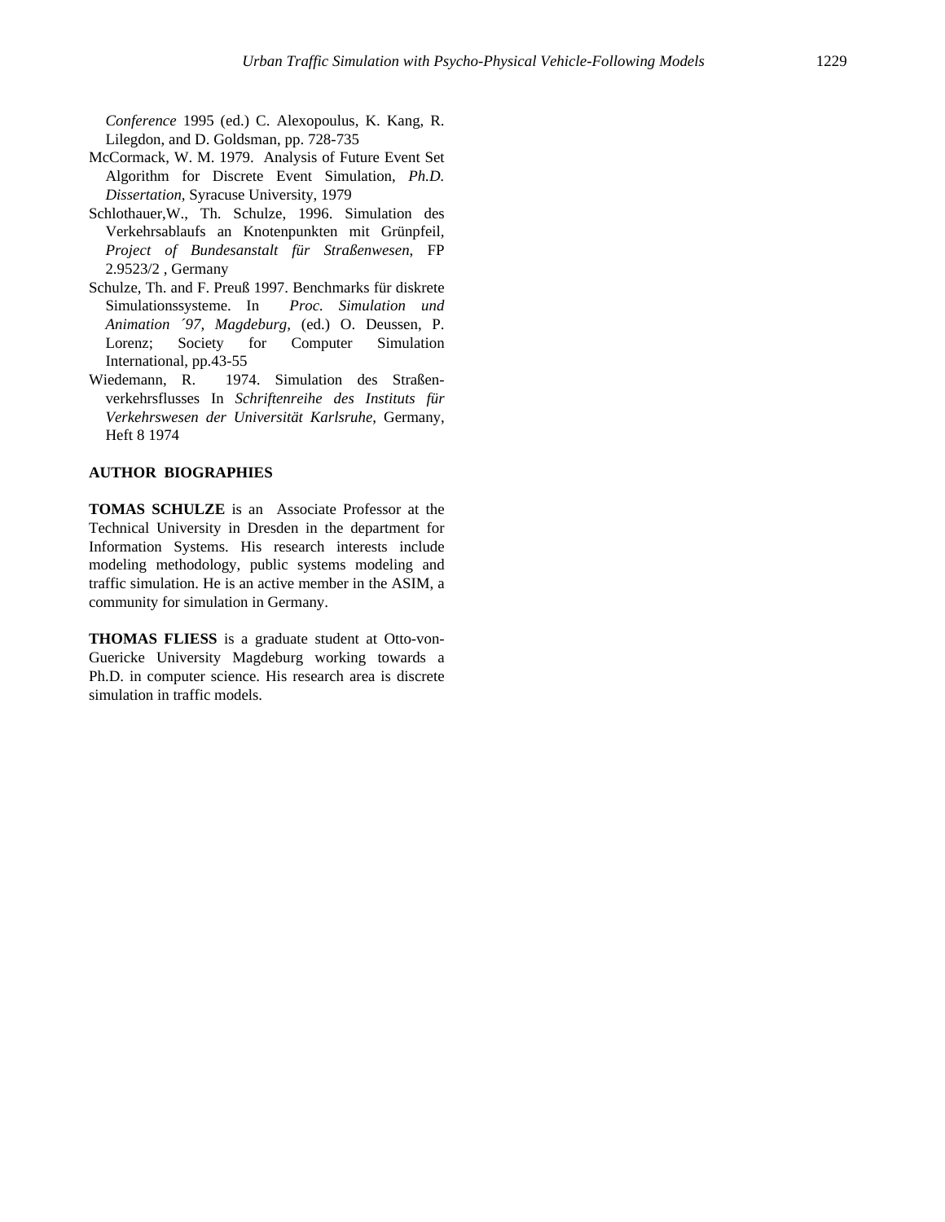*Conference* 1995 (ed.) C. Alexopoulus, K. Kang, R. Lilegdon, and D. Goldsman, pp. 728-735

McCormack, W. M. 1979. Analysis of Future Event Set Algorithm for Discrete Event Simulation, *Ph.D. Dissertation*, Syracuse University, 1979

Schlothauer,W., Th. Schulze, 1996. Simulation des Verkehrsablaufs an Knotenpunkten mit Grünpfeil, *Project of Bundesanstalt für Straßenwesen*, FP 2.9523/2 , Germany

Schulze, Th. and F. Preuß 1997. Benchmarks für diskrete Simulationssysteme. In *Proc. Simulation und Animation ´97, Magdeburg,* (ed.) O. Deussen, P. Lorenz; Society for Computer Simulation International, pp.43-55

Wiedemann, R. 1974. Simulation des Straßen-verkehrsflusses In *Schriftenreihe des Instituts für Verkehrswesen der Universität Karlsruhe*, Germany, Heft 8 1974

## AUTHOR BIOGRAPHIES

**TOMAS SCHULZE** is an Associate Professor at the Technical University in Dresden in the department for Information Systems. His research interests include modeling methodology, public systems modeling and traffic simulation. He is an active member in the ASIM, a community for simulation in Germany.

**THOMAS FLIESS** is a graduate student at Otto-von-Guericke University Magdeburg working towards a Ph.D. in computer science. His research area is discrete simulation in traffic models.